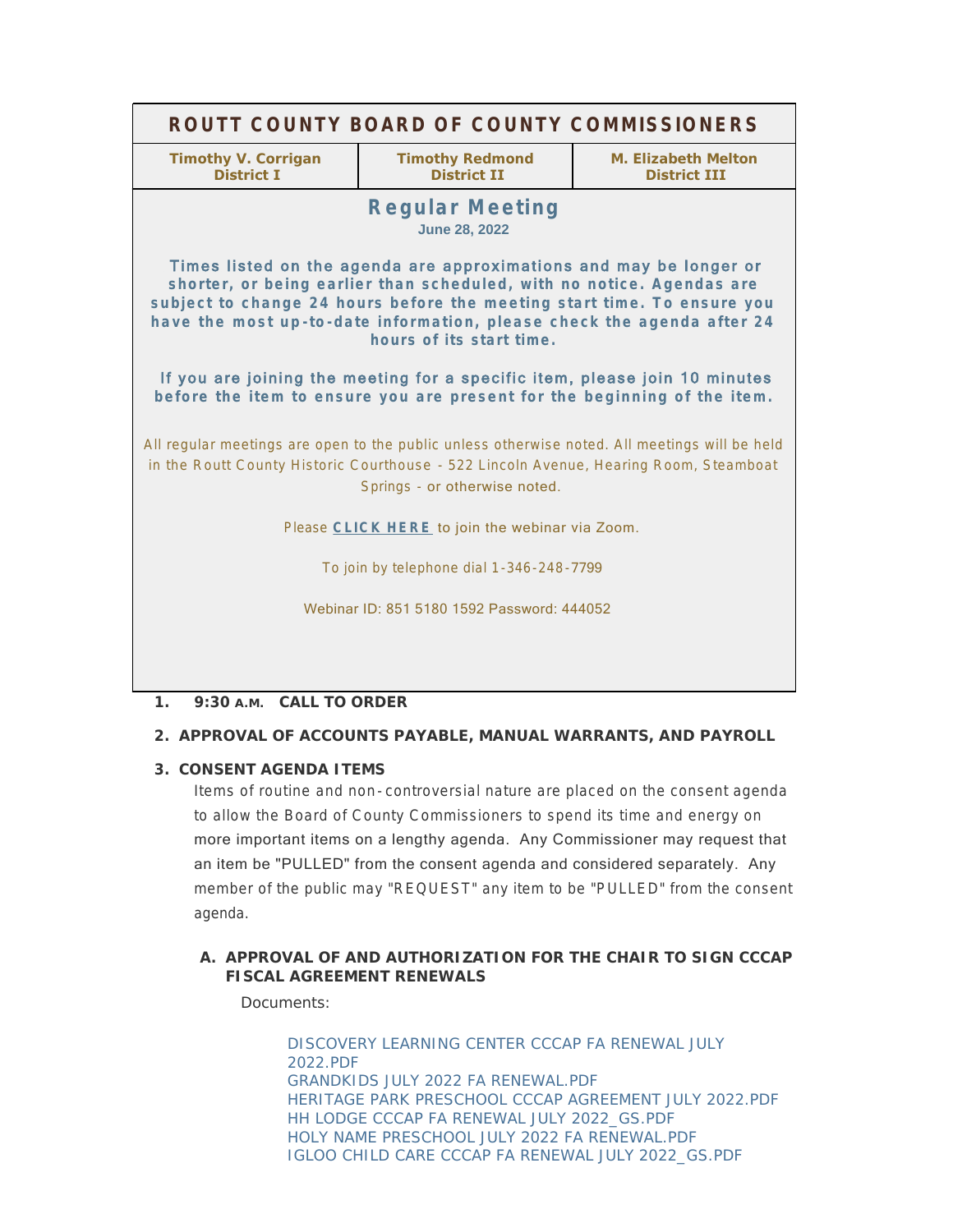# ROUTT COUNTY BOARD OF COUNTY COMMISSIONERS

| Timothy V. Corrigan District I | Timothy Redmond District II | M. Elizabeth Melton District III |
|---|---|---|

## Regular Meeting

**June 28, 2022**

**Times listed on the agenda are approximations and may be longer or shorter, or being earlier than scheduled, with no notice. Agendas are subject to change 24 hours before the meeting start time. To ensure you have the most up-to-date information, please check the agenda after 24 hours of its start time.**

**If you are joining the meeting for a specific item, please join 10 minutes before the item to ensure you are present for the beginning of the item.**

All regular meetings are open to the public unless otherwise noted. All meetings will be held in the Routt County Historic Courthouse - 522 Lincoln Avenue, Hearing Room, Steamboat Springs - or otherwise noted.

Please **CLICK HERE** to join the webinar via Zoom.

To join by telephone dial 1-346-248-7799

Webinar ID: 851 5180 1592 Password: 444052

1. **9:30 A.M. CALL TO ORDER**

2. **APPROVAL OF ACCOUNTS PAYABLE, MANUAL WARRANTS, AND PAYROLL**

3. **CONSENT AGENDA ITEMS**

   Items of routine and non-controversial nature are placed on the consent agenda to allow the Board of County Commissioners to spend its time and energy on more important items on a lengthy agenda. Any Commissioner may request that an item be "PULLED" from the consent agenda and considered separately. Any member of the public may "REQUEST" any item to be "PULLED" from the consent agenda.

   A. **APPROVAL OF AND AUTHORIZATION FOR THE CHAIR TO SIGN CCCAP FISCAL AGREEMENT RENEWALS**

      Documents:

      DISCOVERY LEARNING CENTER CCCAP FA RENEWAL JULY 2022.PDF
      GRANDKIDS JULY 2022 FA RENEWAL.PDF
      HERITAGE PARK PRESCHOOL CCCAP AGREEMENT JULY 2022.PDF
      HH LODGE CCCAP FA RENEWAL JULY 2022_GS.PDF
      HOLY NAME PRESCHOOL JULY 2022 FA RENEWAL.PDF
      IGLOO CHILD CARE CCCAP FA RENEWAL JULY 2022_GS.PDF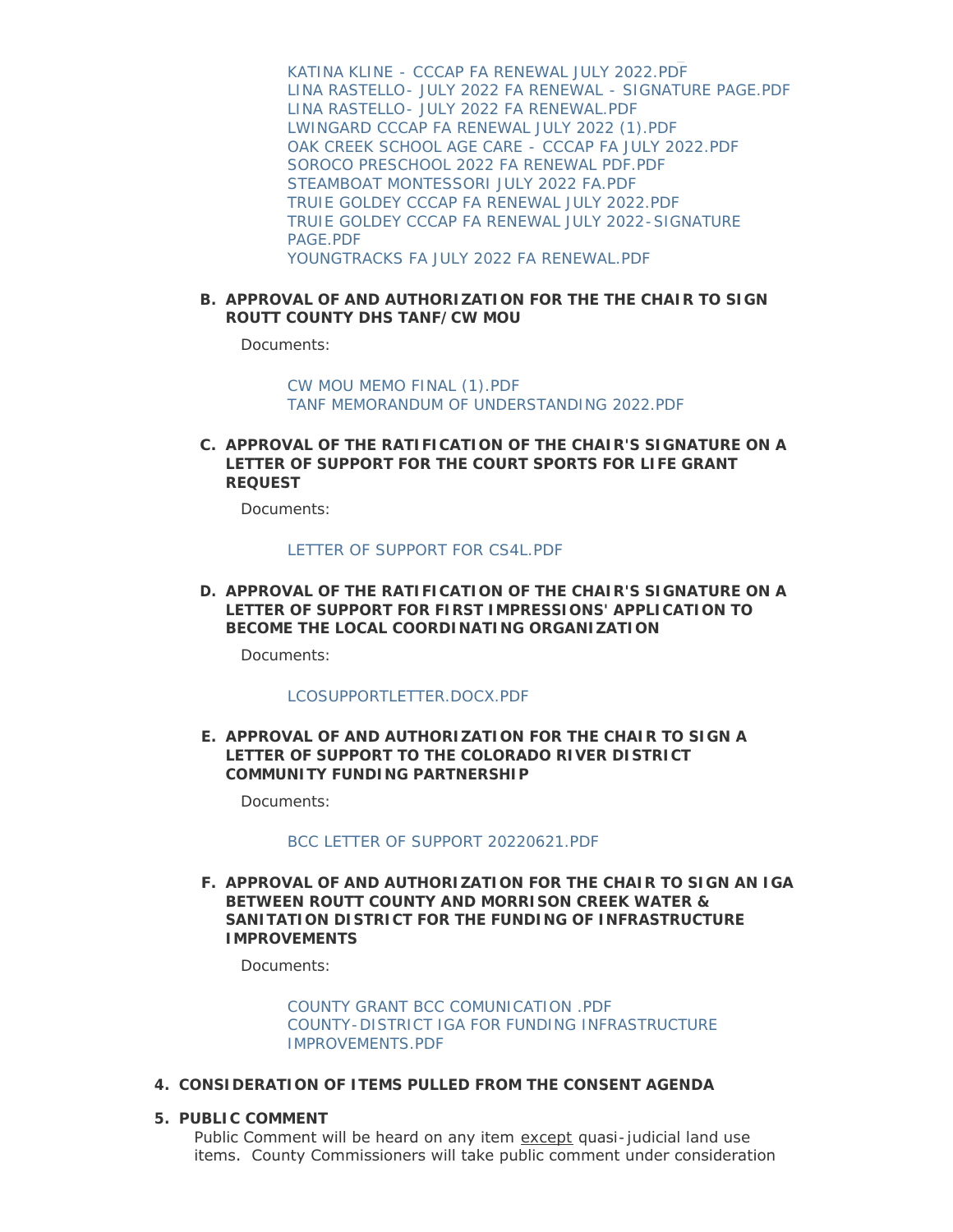KATINA KLINE - CCCAP FA RENEWAL JULY 2022.PDF
LINA RASTELLO- JULY 2022 FA RENEWAL - SIGNATURE PAGE.PDF
LINA RASTELLO- JULY 2022 FA RENEWAL.PDF
LWINGARD CCCAP FA RENEWAL JULY 2022 (1).PDF
OAK CREEK SCHOOL AGE CARE - CCCAP FA JULY 2022.PDF
SOROCO PRESCHOOL 2022 FA RENEWAL PDF.PDF
STEAMBOAT MONTESSORI JULY 2022 FA.PDF
TRUIE GOLDEY CCCAP FA RENEWAL JULY 2022.PDF
TRUIE GOLDEY CCCAP FA RENEWAL JULY 2022-SIGNATURE PAGE.PDF
YOUNGTRACKS FA JULY 2022 FA RENEWAL.PDF

**B. APPROVAL OF AND AUTHORIZATION FOR THE THE CHAIR TO SIGN ROUTT COUNTY DHS TANF/CW MOU**

Documents:

CW MOU MEMO FINAL (1).PDF
TANF MEMORANDUM OF UNDERSTANDING 2022.PDF

**C. APPROVAL OF THE RATIFICATION OF THE CHAIR'S SIGNATURE ON A LETTER OF SUPPORT FOR THE COURT SPORTS FOR LIFE GRANT REQUEST**

Documents:

LETTER OF SUPPORT FOR CS4L.PDF

**D. APPROVAL OF THE RATIFICATION OF THE CHAIR'S SIGNATURE ON A LETTER OF SUPPORT FOR FIRST IMPRESSIONS' APPLICATION TO BECOME THE LOCAL COORDINATING ORGANIZATION**

Documents:

LCOSUPPORTLETTER.DOCX.PDF

**E. APPROVAL OF AND AUTHORIZATION FOR THE CHAIR TO SIGN A LETTER OF SUPPORT TO THE COLORADO RIVER DISTRICT COMMUNITY FUNDING PARTNERSHIP**

Documents:

BCC LETTER OF SUPPORT 20220621.PDF

**F. APPROVAL OF AND AUTHORIZATION FOR THE CHAIR TO SIGN AN IGA BETWEEN ROUTT COUNTY AND MORRISON CREEK WATER & SANITATION DISTRICT FOR THE FUNDING OF INFRASTRUCTURE IMPROVEMENTS**

Documents:

COUNTY GRANT BCC COMUNICATION .PDF
COUNTY-DISTRICT IGA FOR FUNDING INFRASTRUCTURE IMPROVEMENTS.PDF

**4. CONSIDERATION OF ITEMS PULLED FROM THE CONSENT AGENDA**

**5. PUBLIC COMMENT**

Public Comment will be heard on any item except quasi-judicial land use items. County Commissioners will take public comment under consideration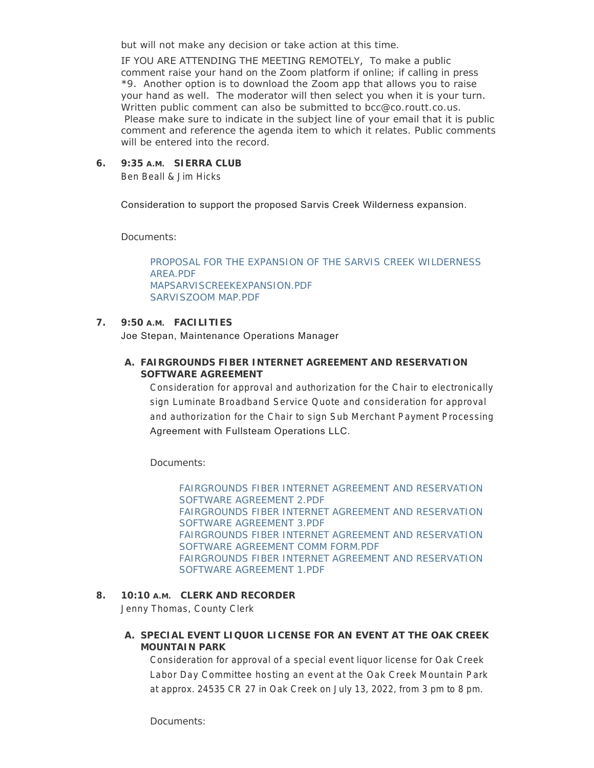but will not make any decision or take action at this time.

IF YOU ARE ATTENDING THE MEETING REMOTELY, To make a public comment raise your hand on the Zoom platform if online; if calling in press *9. Another option is to download the Zoom app that allows you to raise your hand as well. The moderator will then select you when it is your turn. Written public comment can also be submitted to bcc@co.routt.co.us. Please make sure to indicate in the subject line of your email that it is public comment and reference the agenda item to which it relates. Public comments will be entered into the record.

**6. 9:35 A.M. SIERRA CLUB**

Ben Beall & Jim Hicks

Consideration to support the proposed Sarvis Creek Wilderness expansion.

Documents:

- PROPOSAL FOR THE EXPANSION OF THE SARVIS CREEK WILDERNESS AREA.PDF
- MAPSARVISCREEKEXPANSION.PDF
- SARVISZOOM MAP.PDF

**7. 9:50 A.M. FACILITIES**

Joe Stepan, Maintenance Operations Manager

**A. FAIRGROUNDS FIBER INTERNET AGREEMENT AND RESERVATION SOFTWARE AGREEMENT**

Consideration for approval and authorization for the Chair to electronically sign Luminate Broadband Service Quote and consideration for approval and authorization for the Chair to sign Sub Merchant Payment Processing Agreement with Fullsteam Operations LLC.

Documents:

- FAIRGROUNDS FIBER INTERNET AGREEMENT AND RESERVATION SOFTWARE AGREEMENT 2.PDF
- FAIRGROUNDS FIBER INTERNET AGREEMENT AND RESERVATION SOFTWARE AGREEMENT 3.PDF
- FAIRGROUNDS FIBER INTERNET AGREEMENT AND RESERVATION SOFTWARE AGREEMENT COMM FORM.PDF
- FAIRGROUNDS FIBER INTERNET AGREEMENT AND RESERVATION SOFTWARE AGREEMENT 1.PDF

**8. 10:10 A.M. CLERK AND RECORDER**

Jenny Thomas, County Clerk

**A. SPECIAL EVENT LIQUOR LICENSE FOR AN EVENT AT THE OAK CREEK MOUNTAIN PARK**

Consideration for approval of a special event liquor license for Oak Creek Labor Day Committee hosting an event at the Oak Creek Mountain Park at approx. 24535 CR 27 in Oak Creek on July 13, 2022, from 3 pm to 8 pm.

Documents: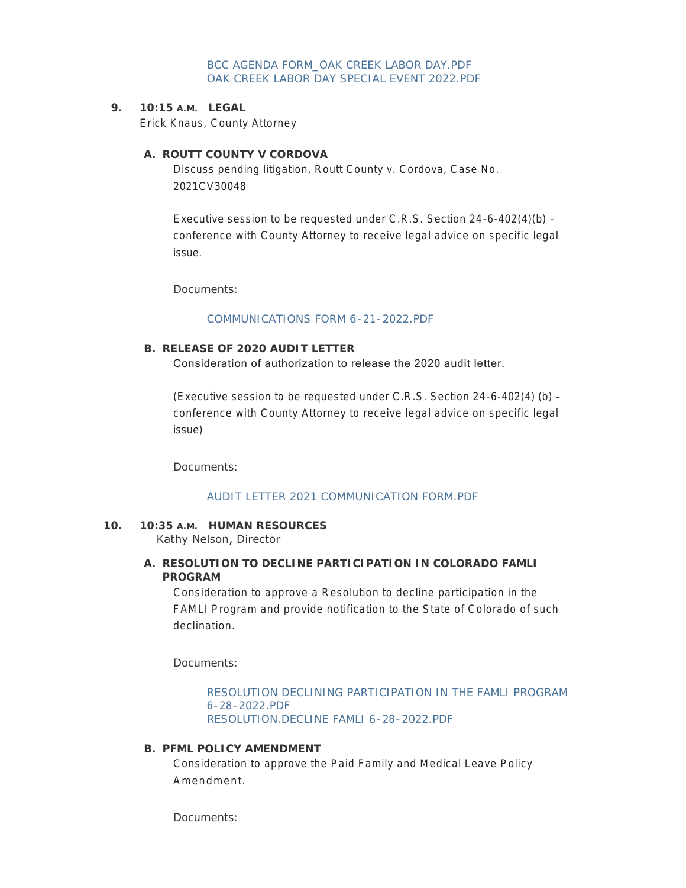BCC AGENDA FORM_OAK CREEK LABOR DAY.PDF
OAK CREEK LABOR DAY SPECIAL EVENT 2022.PDF

**9. 10:15 A.M. LEGAL**

Erick Knaus, County Attorney

**A. ROUTT COUNTY V CORDOVA**

Discuss pending litigation, Routt County v. Cordova, Case No. 2021CV30048

Executive session to be requested under C.R.S. Section 24-6-402(4)(b) – conference with County Attorney to receive legal advice on specific legal issue.

Documents:

COMMUNICATIONS FORM 6-21-2022.PDF

**B. RELEASE OF 2020 AUDIT LETTER**

Consideration of authorization to release the 2020 audit letter.

(Executive session to be requested under C.R.S. Section 24-6-402(4) (b) – conference with County Attorney to receive legal advice on specific legal issue)

Documents:

AUDIT LETTER 2021 COMMUNICATION FORM.PDF

**10. 10:35 A.M. HUMAN RESOURCES**

Kathy Nelson, Director

**A. RESOLUTION TO DECLINE PARTICIPATION IN COLORADO FAMLI PROGRAM**

Consideration to approve a Resolution to decline participation in the FAMLI Program and provide notification to the State of Colorado of such declination.

Documents:

RESOLUTION DECLINING PARTICIPATION IN THE FAMLI PROGRAM 6-28-2022.PDF
RESOLUTION.DECLINE FAMLI 6-28-2022.PDF

**B. PFML POLICY AMENDMENT**

Consideration to approve the Paid Family and Medical Leave Policy Amendment.

Documents: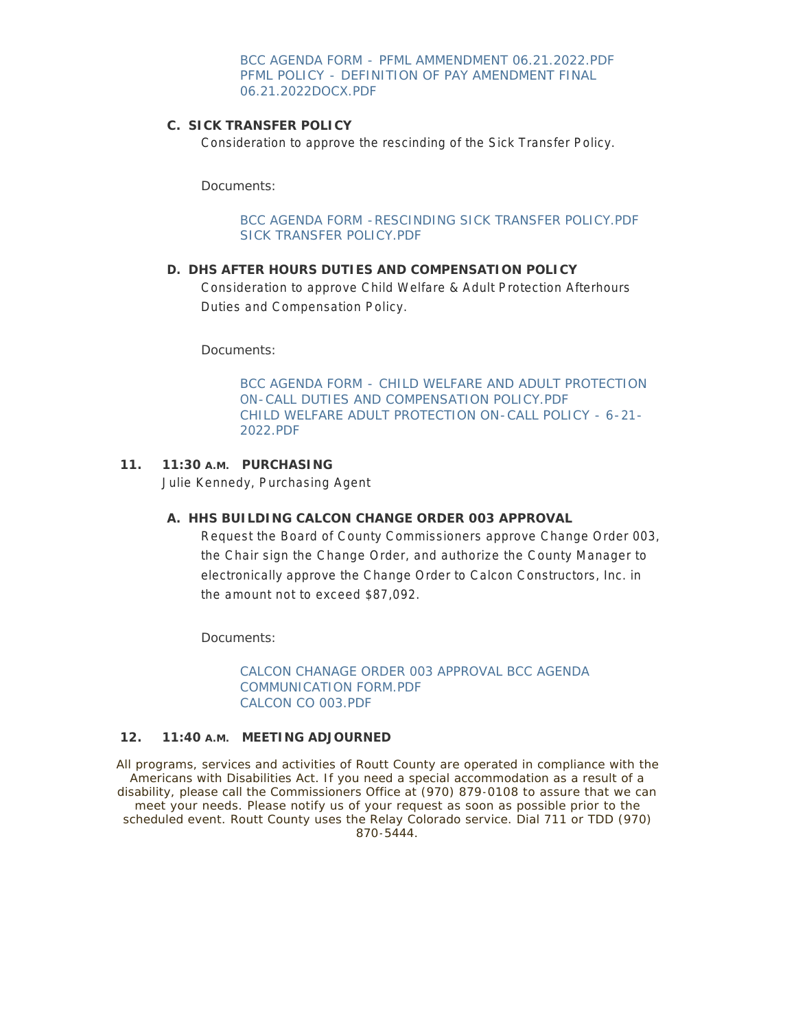BCC AGENDA FORM - PFML AMMENDMENT 06.21.2022.PDF
PFML POLICY - DEFINITION OF PAY AMENDMENT FINAL 06.21.2022DOCX.PDF

**C. SICK TRANSFER POLICY**

Consideration to approve the rescinding of the Sick Transfer Policy.

Documents:

BCC AGENDA FORM -RESCINDING SICK TRANSFER POLICY.PDF
SICK TRANSFER POLICY.PDF

**D. DHS AFTER HOURS DUTIES AND COMPENSATION POLICY**

Consideration to approve Child Welfare & Adult Protection Afterhours Duties and Compensation Policy.

Documents:

BCC AGENDA FORM - CHILD WELFARE AND ADULT PROTECTION ON-CALL DUTIES AND COMPENSATION POLICY.PDF
CHILD WELFARE ADULT PROTECTION ON-CALL POLICY - 6-21-2022.PDF

**11. 11:30 A.M. PURCHASING**

Julie Kennedy, Purchasing Agent

**A. HHS BUILDING CALCON CHANGE ORDER 003 APPROVAL**

Request the Board of County Commissioners approve Change Order 003, the Chair sign the Change Order, and authorize the County Manager to electronically approve the Change Order to Calcon Constructors, Inc. in the amount not to exceed $87,092.

Documents:

CALCON CHANAGE ORDER 003 APPROVAL BCC AGENDA COMMUNICATION FORM.PDF
CALCON CO 003.PDF

**12. 11:40 A.M. MEETING ADJOURNED**

All programs, services and activities of Routt County are operated in compliance with the Americans with Disabilities Act. If you need a special accommodation as a result of a disability, please call the Commissioners Office at (970) 879-0108 to assure that we can meet your needs. Please notify us of your request as soon as possible prior to the scheduled event. Routt County uses the Relay Colorado service. Dial 711 or TDD (970) 870-5444.